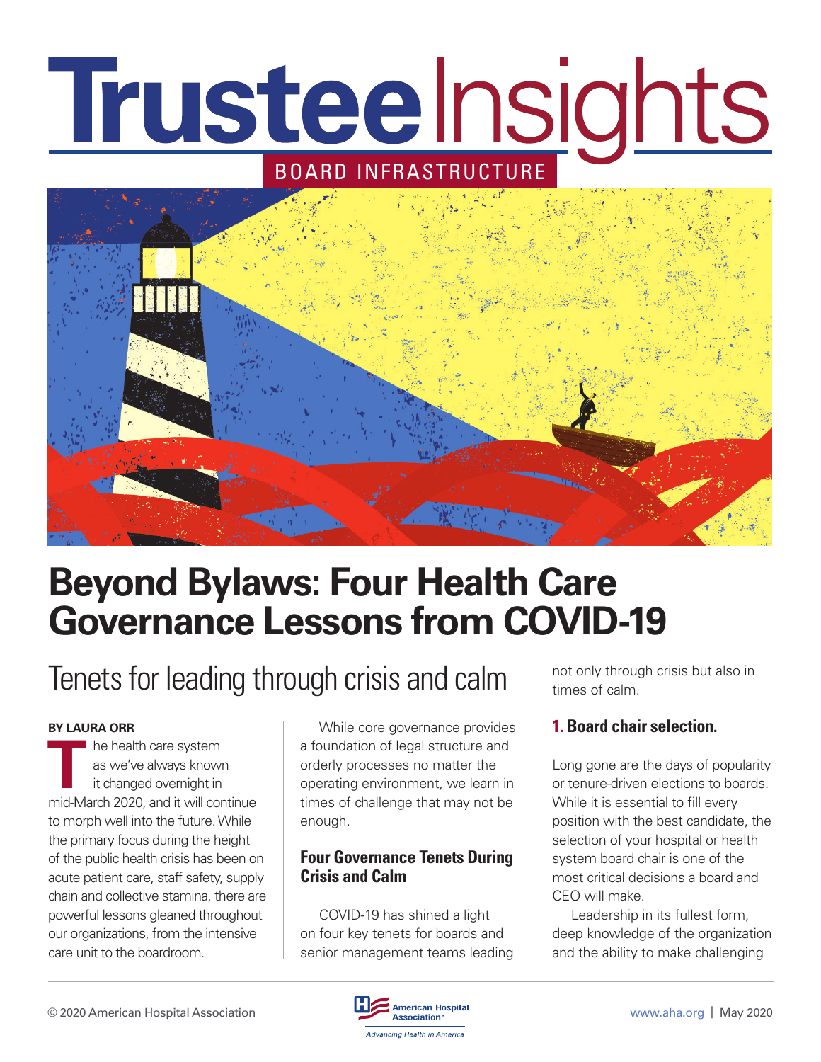# Trustee Insights

BOARD INFRASTRUCTURE

# Beyond Bylaws: Four Health Care Governance Lessons from COVID-19

## Tenets for leading through crisis and calm

**BY LAURA ORR**

The health care system as we've always known it changed overnight in mid-March 2020, and it will continue to morph well into the future. While the primary focus during the height of the public health crisis has been on acute patient care, staff safety, supply chain and collective stamina, there are powerful lessons gleaned throughout our organizations, from the intensive care unit to the boardroom.

While core governance provides a foundation of legal structure and orderly processes no matter the operating environment, we learn in times of challenge that may not be enough.

### Four Governance Tenets During Crisis and Calm

COVID-19 has shined a light on four key tenets for boards and senior management teams leading not only through crisis but also in times of calm.

### 1. Board chair selection.

Long gone are the days of popularity or tenure-driven elections to boards. While it is essential to fill every position with the best candidate, the selection of your hospital or health system board chair is one of the most critical decisions a board and CEO will make.

Leadership in its fullest form, deep knowledge of the organization and the ability to make challenging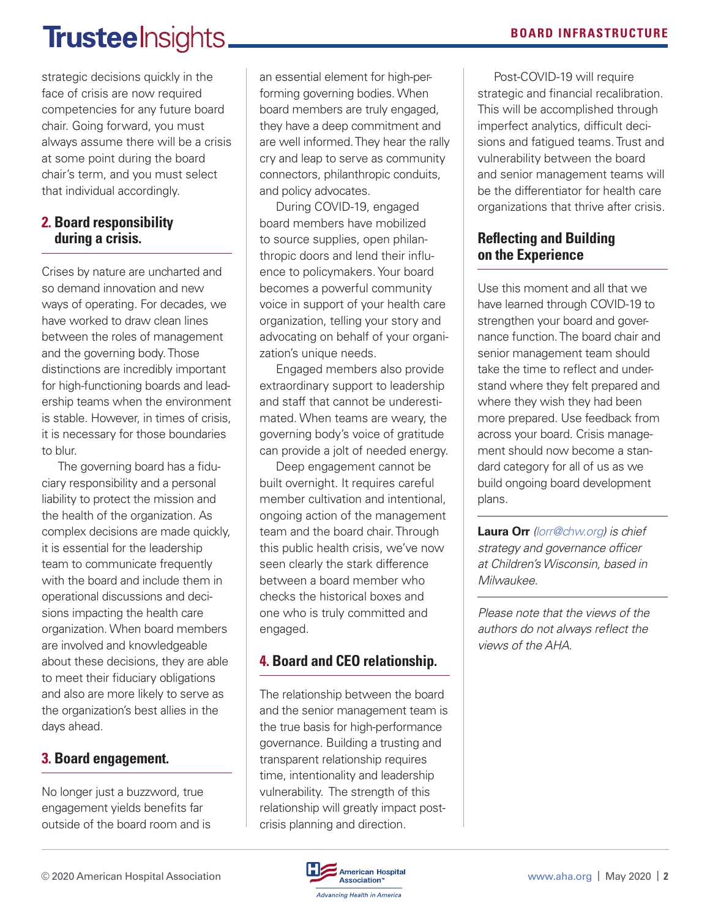strategic decisions quickly in the face of crisis are now required competencies for any future board chair. Going forward, you must always assume there will be a crisis at some point during the board chair's term, and you must select that individual accordingly.

### 2. Board responsibility during a crisis.

Crises by nature are uncharted and so demand innovation and new ways of operating. For decades, we have worked to draw clean lines between the roles of management and the governing body. Those distinctions are incredibly important for high-functioning boards and leadership teams when the environment is stable. However, in times of crisis, it is necessary for those boundaries to blur.

The governing board has a fiduciary responsibility and a personal liability to protect the mission and the health of the organization. As complex decisions are made quickly, it is essential for the leadership team to communicate frequently with the board and include them in operational discussions and decisions impacting the health care organization. When board members are involved and knowledgeable about these decisions, they are able to meet their fiduciary obligations and also are more likely to serve as the organization's best allies in the days ahead.

### 3. Board engagement.

No longer just a buzzword, true engagement yields benefits far outside of the board room and is an essential element for high-performing governing bodies. When board members are truly engaged, they have a deep commitment and are well informed. They hear the rally cry and leap to serve as community connectors, philanthropic conduits, and policy advocates.

During COVID-19, engaged board members have mobilized to source supplies, open philanthropic doors and lend their influence to policymakers. Your board becomes a powerful community voice in support of your health care organization, telling your story and advocating on behalf of your organization's unique needs.

Engaged members also provide extraordinary support to leadership and staff that cannot be underestimated. When teams are weary, the governing body's voice of gratitude can provide a jolt of needed energy.

Deep engagement cannot be built overnight. It requires careful member cultivation and intentional, ongoing action of the management team and the board chair. Through this public health crisis, we've now seen clearly the stark difference between a board member who checks the historical boxes and one who is truly committed and engaged.

### 4. Board and CEO relationship.

The relationship between the board and the senior management team is the true basis for high-performance governance. Building a trusting and transparent relationship requires time, intentionality and leadership vulnerability. The strength of this relationship will greatly impact post-crisis planning and direction.

Post-COVID-19 will require strategic and financial recalibration. This will be accomplished through imperfect analytics, difficult decisions and fatigued teams. Trust and vulnerability between the board and senior management teams will be the differentiator for health care organizations that thrive after crisis.

## Reflecting and Building on the Experience

Use this moment and all that we have learned through COVID-19 to strengthen your board and governance function. The board chair and senior management team should take the time to reflect and understand where they felt prepared and where they wish they had been more prepared. Use feedback from across your board. Crisis management should now become a standard category for all of us as we build ongoing board development plans.

**Laura Orr** *(lorr@chw.org) is chief strategy and governance officer at Children's Wisconsin, based in Milwaukee.*

*Please note that the views of the authors do not always reflect the views of the AHA.*